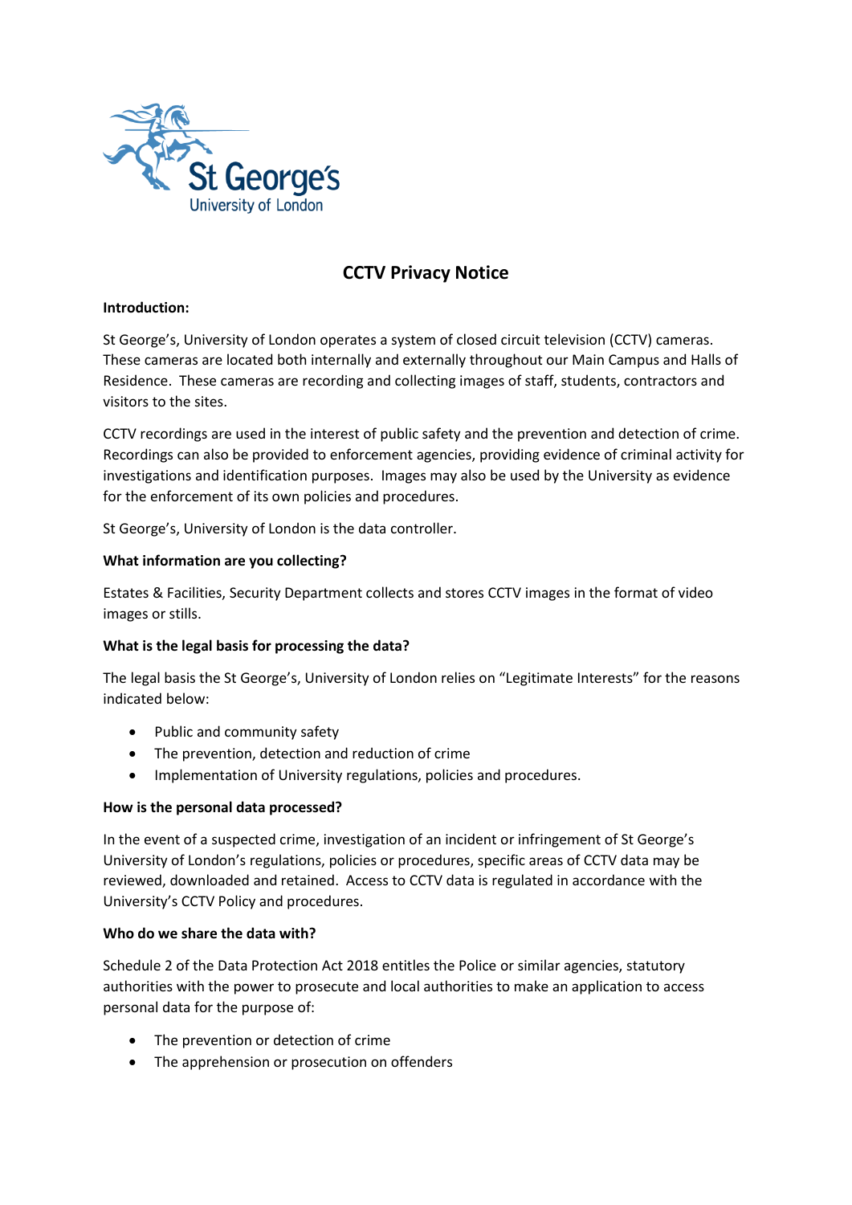# CCTV Privacy Notice

**Introduction:**

St George's, University of London operates a system of closed circuit television (CCTV) cameras. These cameras are located both internally and externally throughout our Main Campus and Halls of Residence. These cameras are recording and collecting images of staff, students, contractors and visitors to the sites.

CCTV recordings are used in the interest of public safety and the prevention and detection of crime. Recordings can also be provided to enforcement agencies, providing evidence of criminal activity for investigations and identification purposes. Images may also be used by the University as evidence for the enforcement of its own policies and procedures.

St George's, University of London is the data controller.

**What information are you collecting?**

Estates & Facilities, Security Department collects and stores CCTV images in the format of video images or stills.

**What is the legal basis for processing the data?**

The legal basis the St George's, University of London relies on "Legitimate Interests" for the reasons indicated below:

- Public and community safety
- The prevention, detection and reduction of crime
- Implementation of University regulations, policies and procedures.

**How is the personal data processed?**

In the event of a suspected crime, investigation of an incident or infringement of St George's University of London's regulations, policies or procedures, specific areas of CCTV data may be reviewed, downloaded and retained. Access to CCTV data is regulated in accordance with the University's CCTV Policy and procedures.

**Who do we share the data with?**

Schedule 2 of the Data Protection Act 2018 entitles the Police or similar agencies, statutory authorities with the power to prosecute and local authorities to make an application to access personal data for the purpose of:

- The prevention or detection of crime
- The apprehension or prosecution on offenders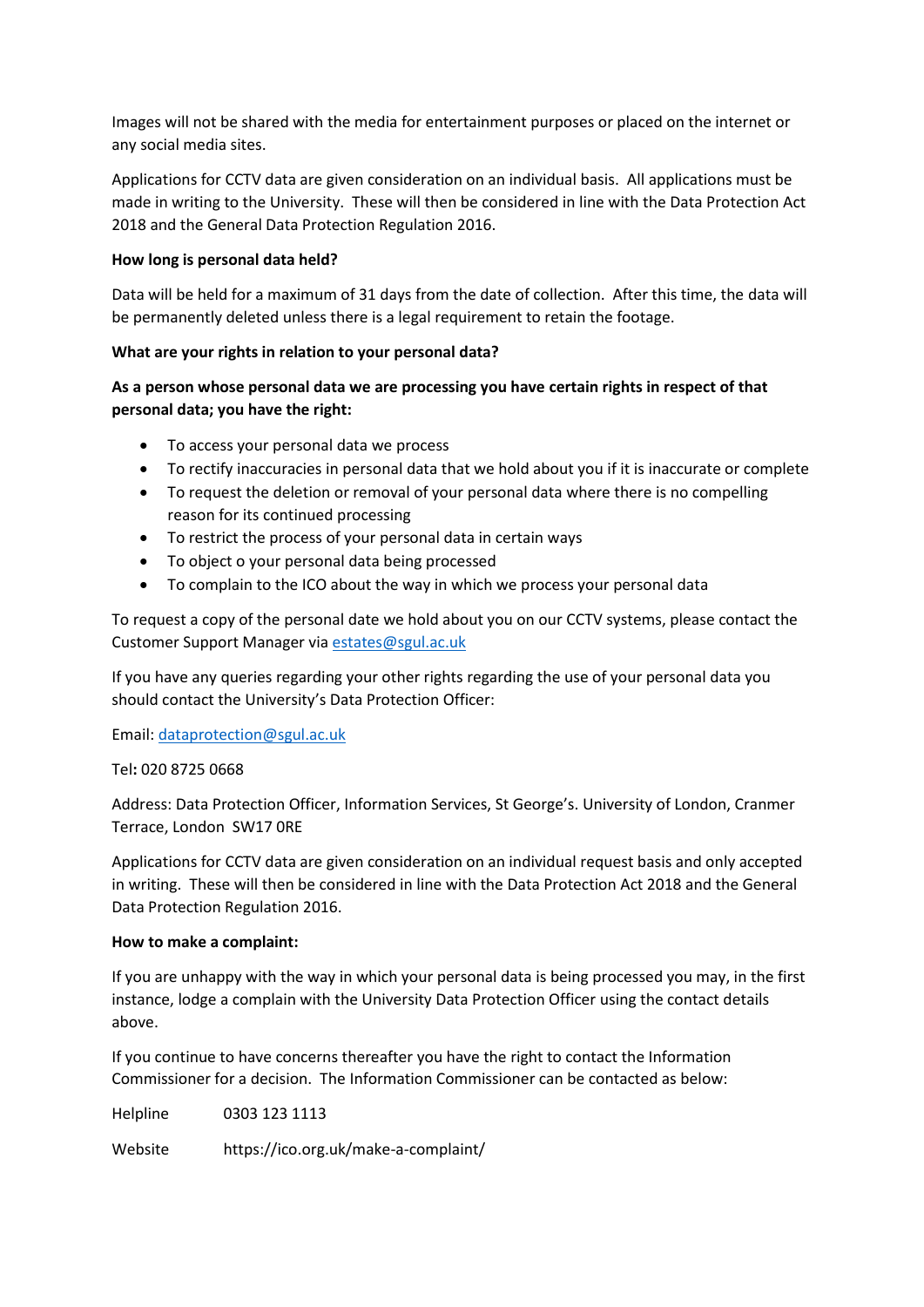Images will not be shared with the media for entertainment purposes or placed on the internet or any social media sites.

Applications for CCTV data are given consideration on an individual basis. All applications must be made in writing to the University. These will then be considered in line with the Data Protection Act 2018 and the General Data Protection Regulation 2016.

**How long is personal data held?**

Data will be held for a maximum of 31 days from the date of collection. After this time, the data will be permanently deleted unless there is a legal requirement to retain the footage.

**What are your rights in relation to your personal data?**

**As a person whose personal data we are processing you have certain rights in respect of that personal data; you have the right:**

- To access your personal data we process
- To rectify inaccuracies in personal data that we hold about you if it is inaccurate or complete
- To request the deletion or removal of your personal data where there is no compelling reason for its continued processing
- To restrict the process of your personal data in certain ways
- To object o your personal data being processed
- To complain to the ICO about the way in which we process your personal data

To request a copy of the personal date we hold about you on our CCTV systems, please contact the Customer Support Manager via estates@sgul.ac.uk

If you have any queries regarding your other rights regarding the use of your personal data you should contact the University's Data Protection Officer:

Email: dataprotection@sgul.ac.uk

Tel**:** 020 8725 0668

Address: Data Protection Officer, Information Services, St George's. University of London, Cranmer Terrace, London SW17 0RE

Applications for CCTV data are given consideration on an individual request basis and only accepted in writing. These will then be considered in line with the Data Protection Act 2018 and the General Data Protection Regulation 2016.

**How to make a complaint:**

If you are unhappy with the way in which your personal data is being processed you may, in the first instance, lodge a complain with the University Data Protection Officer using the contact details above.

If you continue to have concerns thereafter you have the right to contact the Information Commissioner for a decision. The Information Commissioner can be contacted as below:

Helpline 0303 123 1113

Website https://ico.org.uk/make-a-complaint/